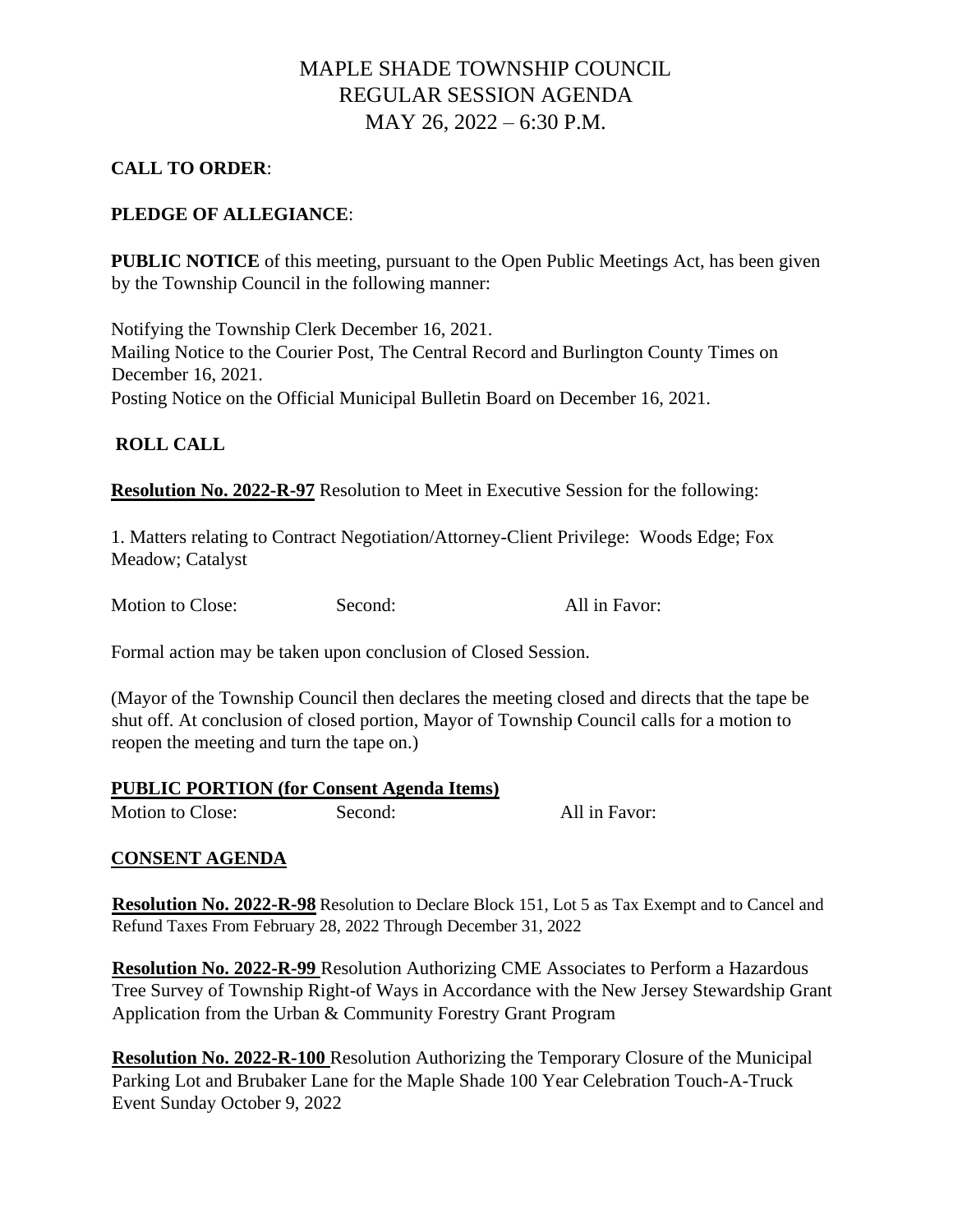# MAPLE SHADE TOWNSHIP COUNCIL
## REGULAR SESSION AGENDA
## MAY 26, 2022 – 6:30 P.M.

**CALL TO ORDER**:

**PLEDGE OF ALLEGIANCE**:

**PUBLIC NOTICE** of this meeting, pursuant to the Open Public Meetings Act, has been given by the Township Council in the following manner:

Notifying the Township Clerk December 16, 2021.
Mailing Notice to the Courier Post, The Central Record and Burlington County Times on December 16, 2021.
Posting Notice on the Official Municipal Bulletin Board on December 16, 2021.

**ROLL CALL**

**Resolution No. 2022-R-97** Resolution to Meet in Executive Session for the following:

1. Matters relating to Contract Negotiation/Attorney-Client Privilege: Woods Edge; Fox Meadow; Catalyst

Motion to Close: Second: All in Favor:

Formal action may be taken upon conclusion of Closed Session.

(Mayor of the Township Council then declares the meeting closed and directs that the tape be shut off. At conclusion of closed portion, Mayor of Township Council calls for a motion to reopen the meeting and turn the tape on.)

**PUBLIC PORTION (for Consent Agenda Items)**

Motion to Close: Second: All in Favor:

**CONSENT AGENDA**

**Resolution No. 2022-R-98** Resolution to Declare Block 151, Lot 5 as Tax Exempt and to Cancel and Refund Taxes From February 28, 2022 Through December 31, 2022

**Resolution No. 2022-R-99** Resolution Authorizing CME Associates to Perform a Hazardous Tree Survey of Township Right-of Ways in Accordance with the New Jersey Stewardship Grant Application from the Urban & Community Forestry Grant Program

**Resolution No. 2022-R-100** Resolution Authorizing the Temporary Closure of the Municipal Parking Lot and Brubaker Lane for the Maple Shade 100 Year Celebration Touch-A-Truck Event Sunday October 9, 2022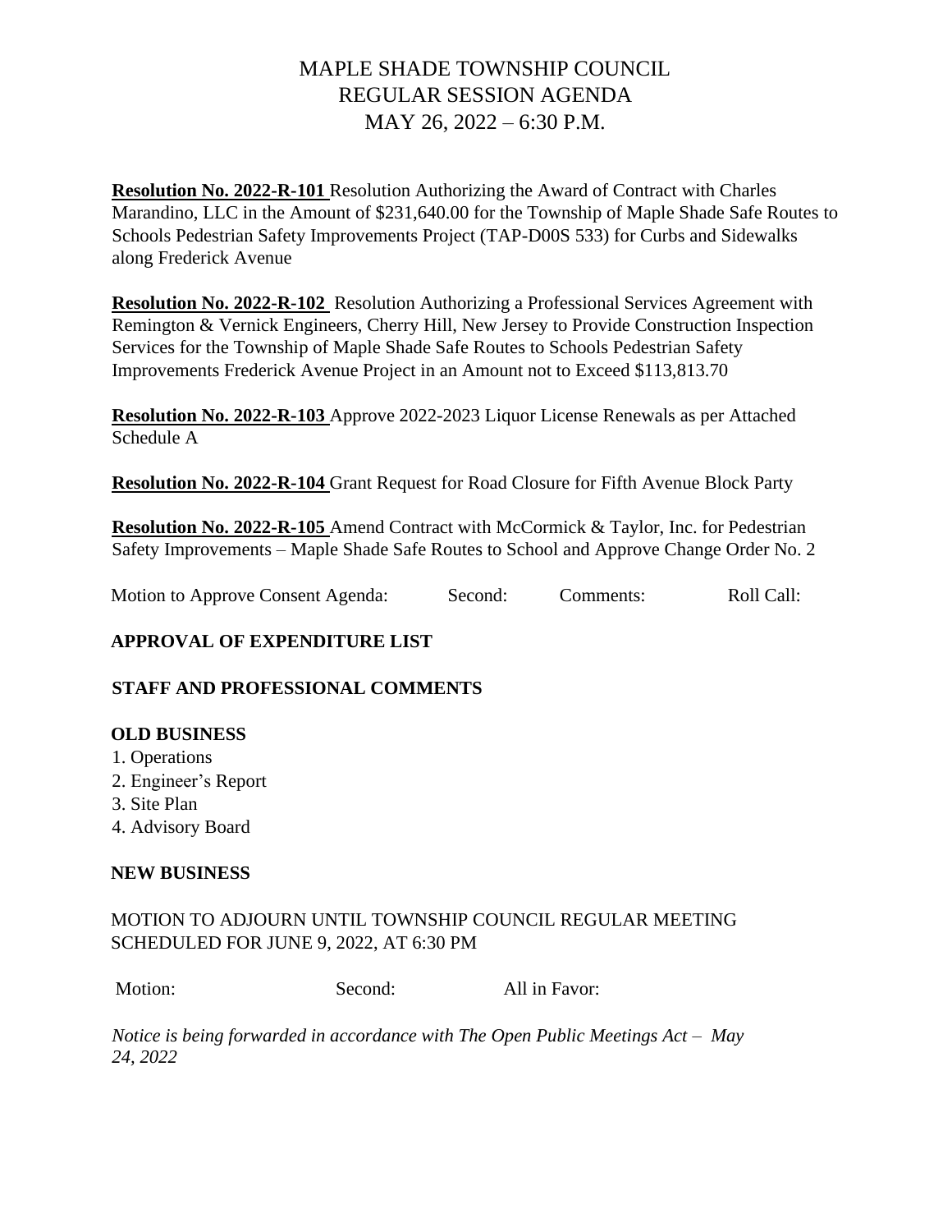# MAPLE SHADE TOWNSHIP COUNCIL
## REGULAR SESSION AGENDA
## MAY 26, 2022 – 6:30 P.M.

**Resolution No. 2022-R-101** Resolution Authorizing the Award of Contract with Charles Marandino, LLC in the Amount of $231,640.00 for the Township of Maple Shade Safe Routes to Schools Pedestrian Safety Improvements Project (TAP-D00S 533) for Curbs and Sidewalks along Frederick Avenue

**Resolution No. 2022-R-102** Resolution Authorizing a Professional Services Agreement with Remington & Vernick Engineers, Cherry Hill, New Jersey to Provide Construction Inspection Services for the Township of Maple Shade Safe Routes to Schools Pedestrian Safety Improvements Frederick Avenue Project in an Amount not to Exceed $113,813.70

**Resolution No. 2022-R-103** Approve 2022-2023 Liquor License Renewals as per Attached Schedule A

**Resolution No. 2022-R-104** Grant Request for Road Closure for Fifth Avenue Block Party

**Resolution No. 2022-R-105** Amend Contract with McCormick & Taylor, Inc. for Pedestrian Safety Improvements – Maple Shade Safe Routes to School and Approve Change Order No. 2

Motion to Approve Consent Agenda: Second: Comments: Roll Call:

**APPROVAL OF EXPENDITURE LIST**

**STAFF AND PROFESSIONAL COMMENTS**

**OLD BUSINESS**

1. Operations
2. Engineer's Report
3. Site Plan
4. Advisory Board

**NEW BUSINESS**

MOTION TO ADJOURN UNTIL TOWNSHIP COUNCIL REGULAR MEETING SCHEDULED FOR JUNE 9, 2022, AT 6:30 PM

Motion: Second: All in Favor:

*Notice is being forwarded in accordance with The Open Public Meetings Act – May 24, 2022*